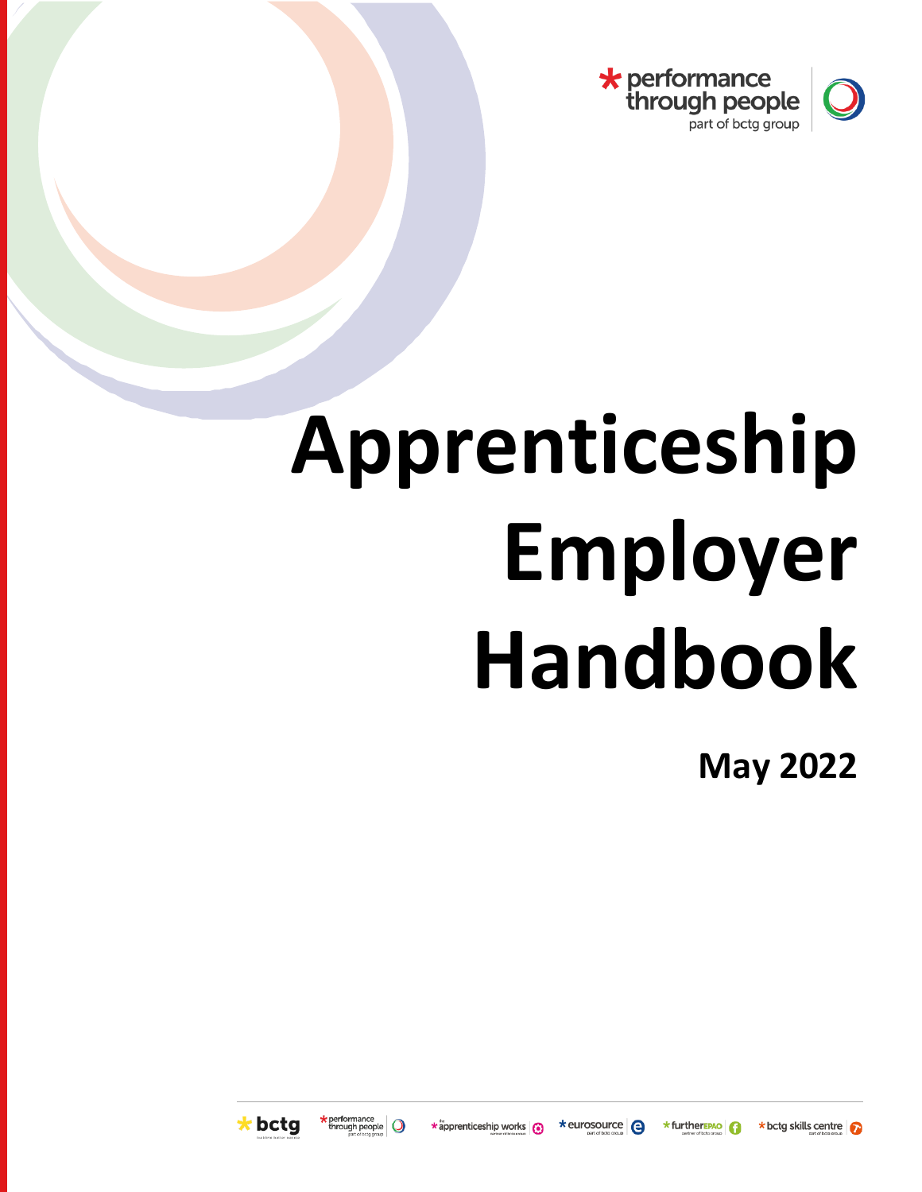# Apprenticeship Employer Handbook

**May 2022**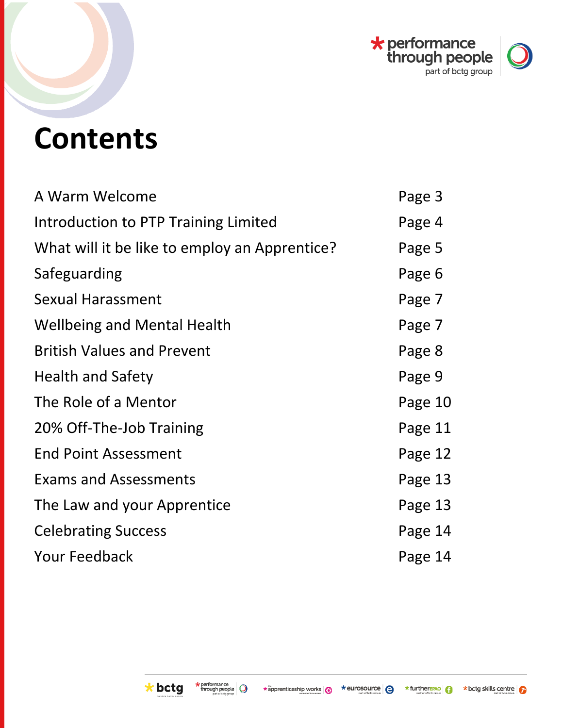# Contents

| | |
|---|---|
| A Warm Welcome | Page 3 |
| Introduction to PTP Training Limited | Page 4 |
| What will it be like to employ an Apprentice? | Page 5 |
| Safeguarding | Page 6 |
| Sexual Harassment | Page 7 |
| Wellbeing and Mental Health | Page 7 |
| British Values and Prevent | Page 8 |
| Health and Safety | Page 9 |
| The Role of a Mentor | Page 10 |
| 20% Off-The-Job Training | Page 11 |
| End Point Assessment | Page 12 |
| Exams and Assessments | Page 13 |
| The Law and your Apprentice | Page 13 |
| Celebrating Success | Page 14 |
| Your Feedback | Page 14 |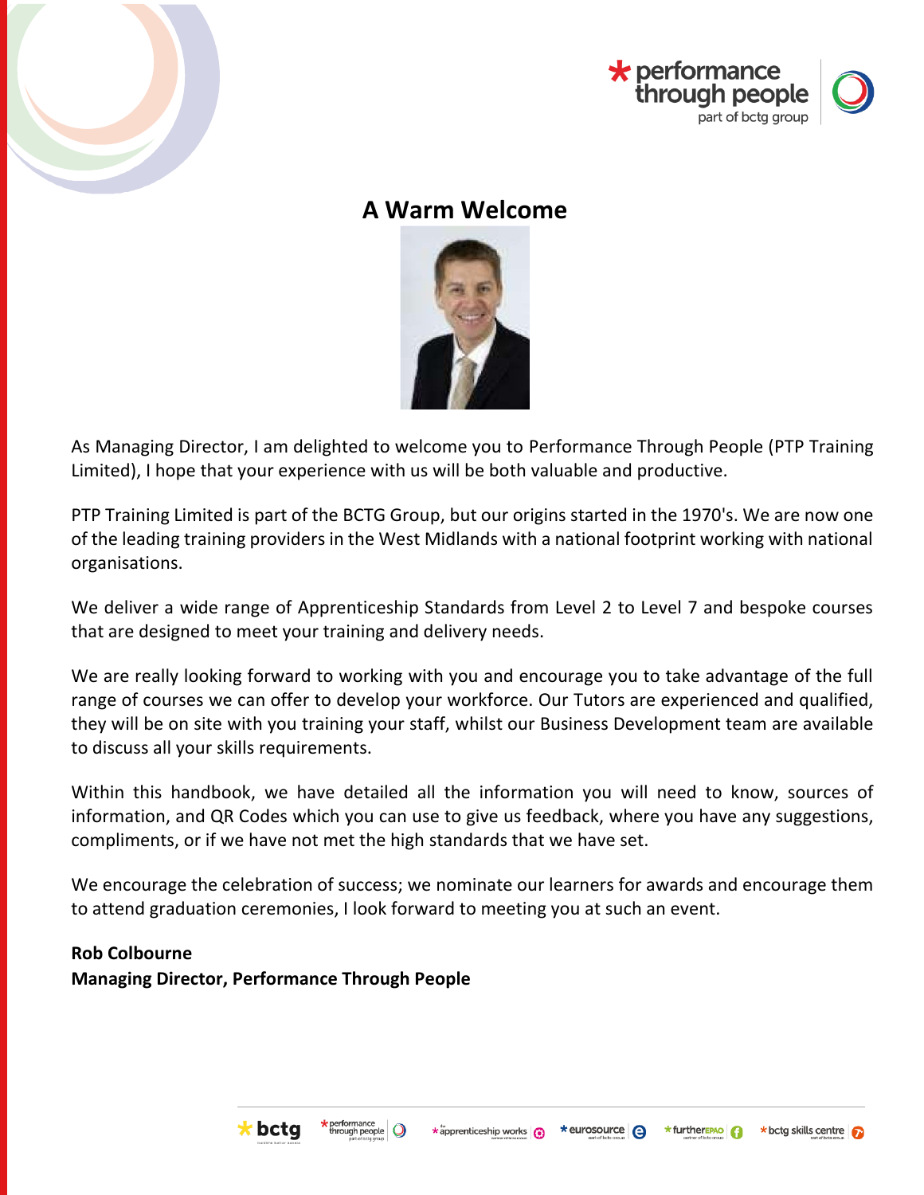# A Warm Welcome

As Managing Director, I am delighted to welcome you to Performance Through People (PTP Training Limited), I hope that your experience with us will be both valuable and productive.

PTP Training Limited is part of the BCTG Group, but our origins started in the 1970's. We are now one of the leading training providers in the West Midlands with a national footprint working with national organisations.

We deliver a wide range of Apprenticeship Standards from Level 2 to Level 7 and bespoke courses that are designed to meet your training and delivery needs.

We are really looking forward to working with you and encourage you to take advantage of the full range of courses we can offer to develop your workforce. Our Tutors are experienced and qualified, they will be on site with you training your staff, whilst our Business Development team are available to discuss all your skills requirements.

Within this handbook, we have detailed all the information you will need to know, sources of information, and QR Codes which you can use to give us feedback, where you have any suggestions, compliments, or if we have not met the high standards that we have set.

We encourage the celebration of success; we nominate our learners for awards and encourage them to attend graduation ceremonies, I look forward to meeting you at such an event.

**Rob Colbourne**
**Managing Director, Performance Through People**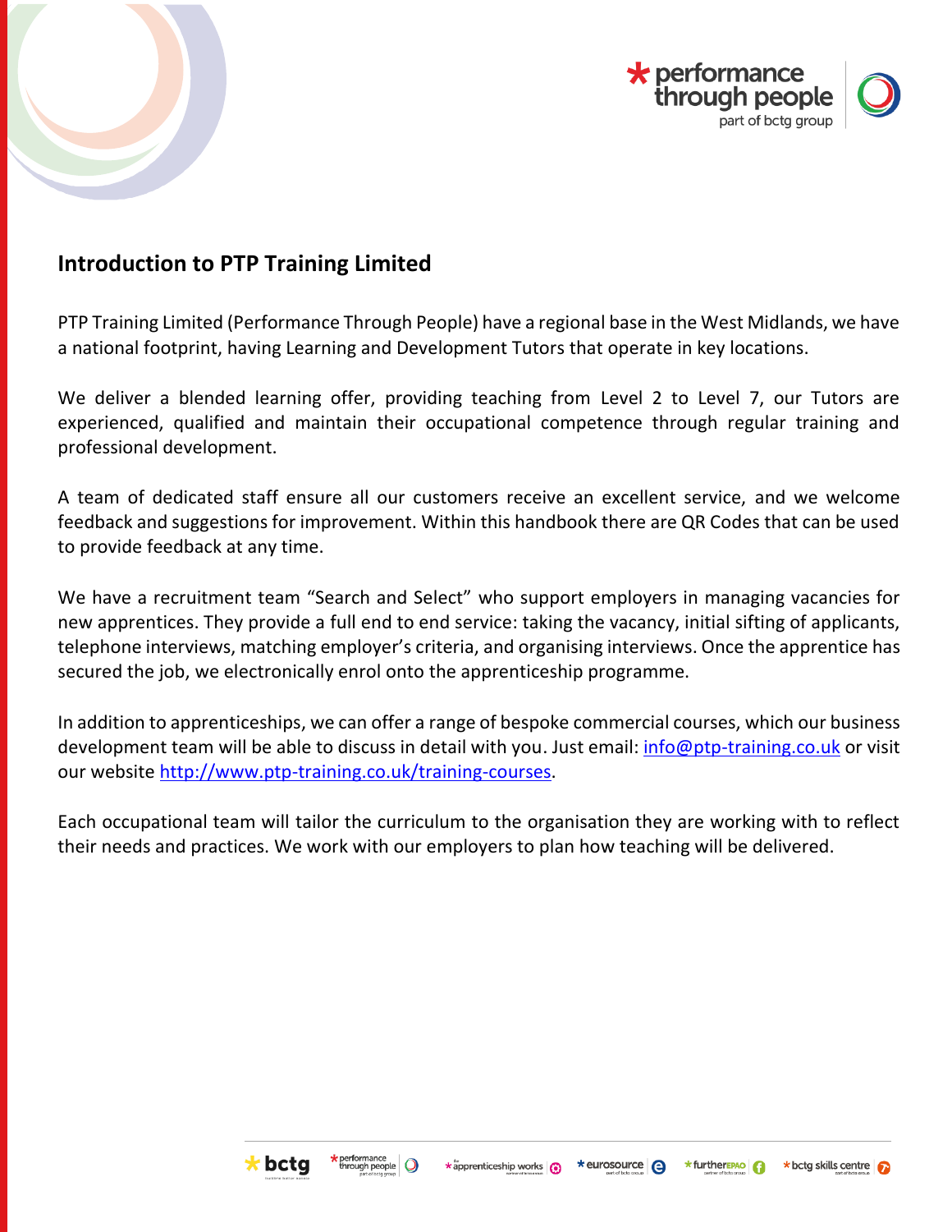## Introduction to PTP Training Limited

PTP Training Limited (Performance Through People) have a regional base in the West Midlands, we have a national footprint, having Learning and Development Tutors that operate in key locations.

We deliver a blended learning offer, providing teaching from Level 2 to Level 7, our Tutors are experienced, qualified and maintain their occupational competence through regular training and professional development.

A team of dedicated staff ensure all our customers receive an excellent service, and we welcome feedback and suggestions for improvement. Within this handbook there are QR Codes that can be used to provide feedback at any time.

We have a recruitment team "Search and Select" who support employers in managing vacancies for new apprentices. They provide a full end to end service: taking the vacancy, initial sifting of applicants, telephone interviews, matching employer's criteria, and organising interviews. Once the apprentice has secured the job, we electronically enrol onto the apprenticeship programme.

In addition to apprenticeships, we can offer a range of bespoke commercial courses, which our business development team will be able to discuss in detail with you. Just email: info@ptp-training.co.uk or visit our website http://www.ptp-training.co.uk/training-courses.

Each occupational team will tailor the curriculum to the organisation they are working with to reflect their needs and practices. We work with our employers to plan how teaching will be delivered.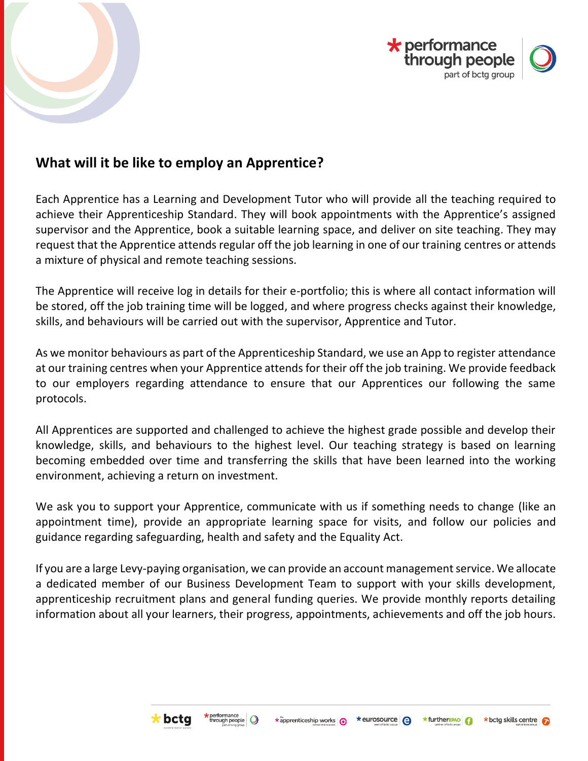## What will it be like to employ an Apprentice?

Each Apprentice has a Learning and Development Tutor who will provide all the teaching required to achieve their Apprenticeship Standard. They will book appointments with the Apprentice's assigned supervisor and the Apprentice, book a suitable learning space, and deliver on site teaching. They may request that the Apprentice attends regular off the job learning in one of our training centres or attends a mixture of physical and remote teaching sessions.

The Apprentice will receive log in details for their e-portfolio; this is where all contact information will be stored, off the job training time will be logged, and where progress checks against their knowledge, skills, and behaviours will be carried out with the supervisor, Apprentice and Tutor.

As we monitor behaviours as part of the Apprenticeship Standard, we use an App to register attendance at our training centres when your Apprentice attends for their off the job training. We provide feedback to our employers regarding attendance to ensure that our Apprentices our following the same protocols.

All Apprentices are supported and challenged to achieve the highest grade possible and develop their knowledge, skills, and behaviours to the highest level. Our teaching strategy is based on learning becoming embedded over time and transferring the skills that have been learned into the working environment, achieving a return on investment.

We ask you to support your Apprentice, communicate with us if something needs to change (like an appointment time), provide an appropriate learning space for visits, and follow our policies and guidance regarding safeguarding, health and safety and the Equality Act.

If you are a large Levy-paying organisation, we can provide an account management service. We allocate a dedicated member of our Business Development Team to support with your skills development, apprenticeship recruitment plans and general funding queries. We provide monthly reports detailing information about all your learners, their progress, appointments, achievements and off the job hours.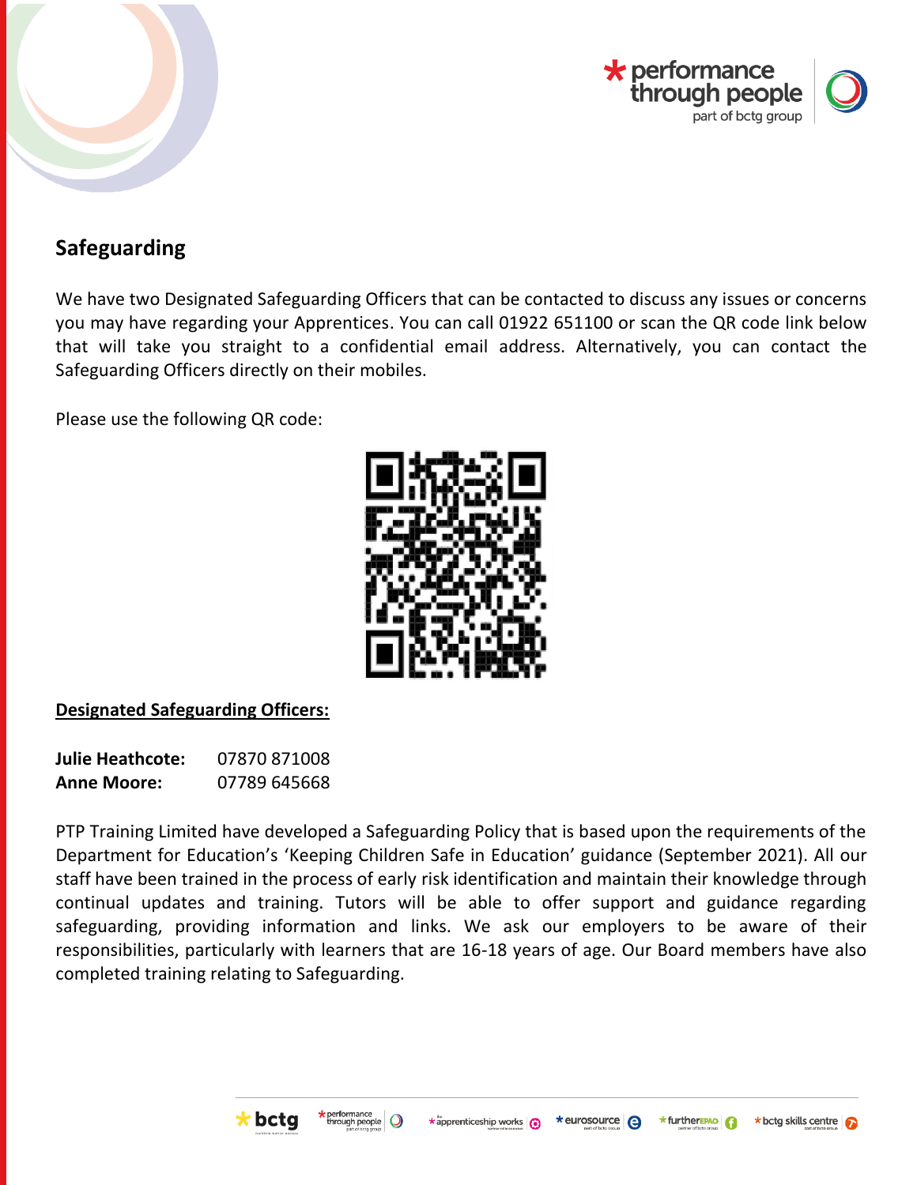## Safeguarding

We have two Designated Safeguarding Officers that can be contacted to discuss any issues or concerns you may have regarding your Apprentices. You can call 01922 651100 or scan the QR code link below that will take you straight to a confidential email address. Alternatively, you can contact the Safeguarding Officers directly on their mobiles.

Please use the following QR code:

**Designated Safeguarding Officers:**

**Julie Heathcote:** 07870 871008
**Anne Moore:** 07789 645668

PTP Training Limited have developed a Safeguarding Policy that is based upon the requirements of the Department for Education's 'Keeping Children Safe in Education' guidance (September 2021). All our staff have been trained in the process of early risk identification and maintain their knowledge through continual updates and training. Tutors will be able to offer support and guidance regarding safeguarding, providing information and links. We ask our employers to be aware of their responsibilities, particularly with learners that are 16-18 years of age. Our Board members have also completed training relating to Safeguarding.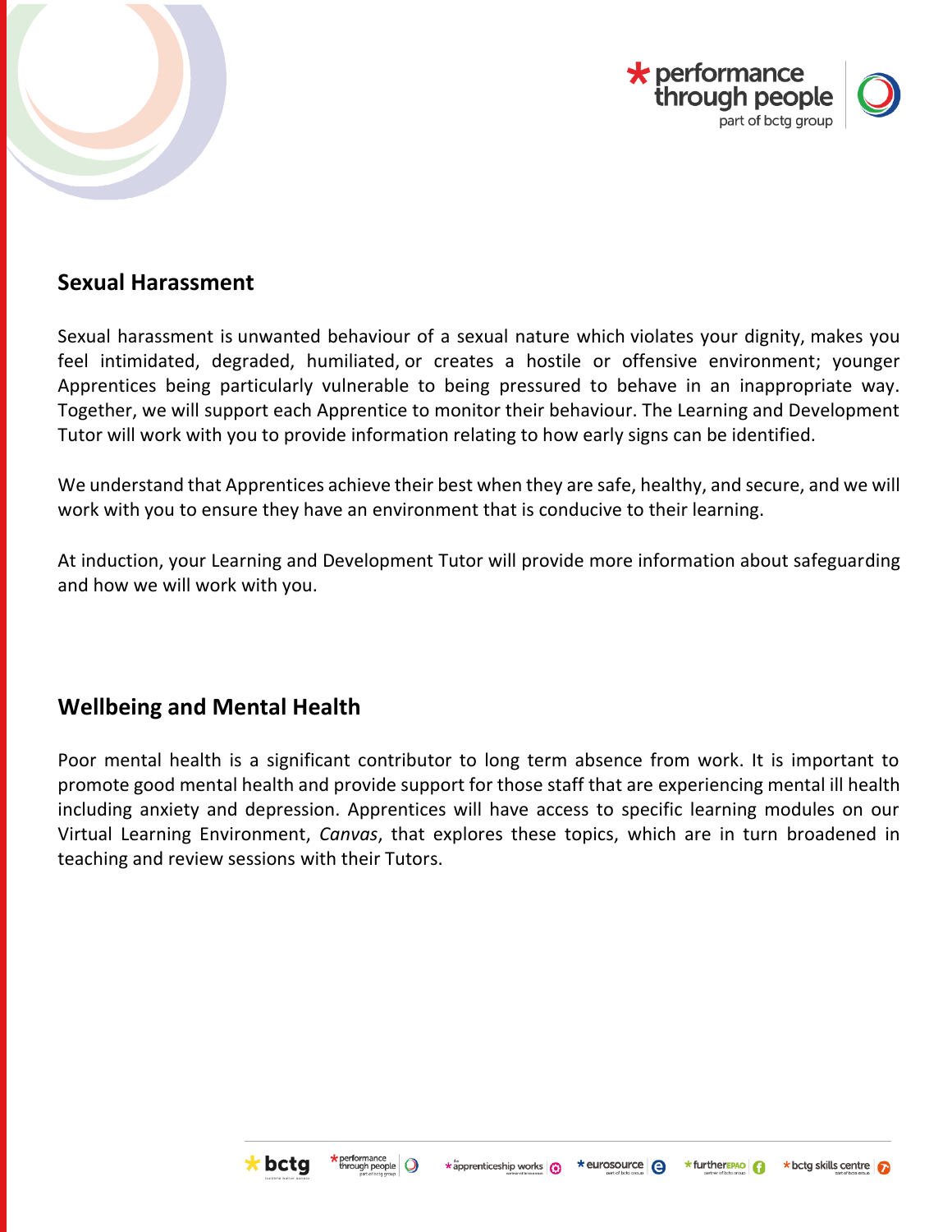## Sexual Harassment

Sexual harassment is unwanted behaviour of a sexual nature which violates your dignity, makes you feel intimidated, degraded, humiliated, or creates a hostile or offensive environment; younger Apprentices being particularly vulnerable to being pressured to behave in an inappropriate way. Together, we will support each Apprentice to monitor their behaviour. The Learning and Development Tutor will work with you to provide information relating to how early signs can be identified.

We understand that Apprentices achieve their best when they are safe, healthy, and secure, and we will work with you to ensure they have an environment that is conducive to their learning.

At induction, your Learning and Development Tutor will provide more information about safeguarding and how we will work with you.

## Wellbeing and Mental Health

Poor mental health is a significant contributor to long term absence from work. It is important to promote good mental health and provide support for those staff that are experiencing mental ill health including anxiety and depression. Apprentices will have access to specific learning modules on our Virtual Learning Environment, *Canvas*, that explores these topics, which are in turn broadened in teaching and review sessions with their Tutors.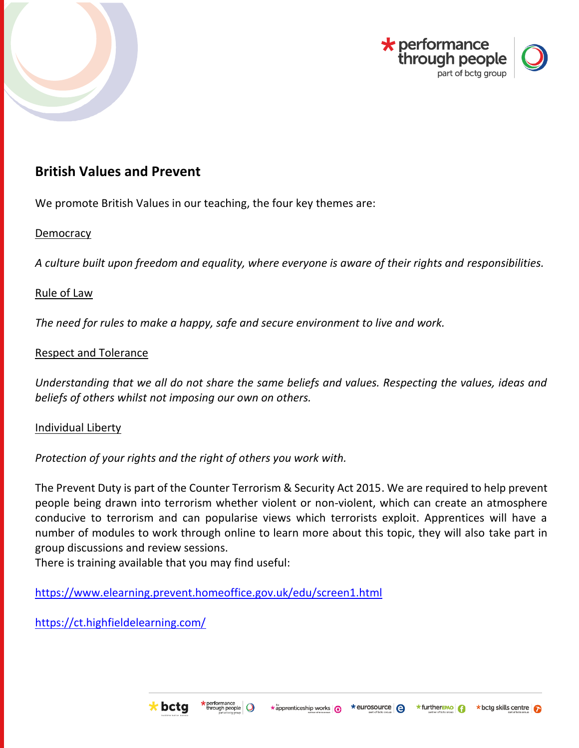## British Values and Prevent

We promote British Values in our teaching, the four key themes are:

<u>Democracy</u>

*A culture built upon freedom and equality, where everyone is aware of their rights and responsibilities.*

<u>Rule of Law</u>

*The need for rules to make a happy, safe and secure environment to live and work.*

<u>Respect and Tolerance</u>

*Understanding that we all do not share the same beliefs and values. Respecting the values, ideas and beliefs of others whilst not imposing our own on others.*

<u>Individual Liberty</u>

*Protection of your rights and the right of others you work with.*

The Prevent Duty is part of the Counter Terrorism & Security Act 2015. We are required to help prevent people being drawn into terrorism whether violent or non-violent, which can create an atmosphere conducive to terrorism and can popularise views which terrorists exploit. Apprentices will have a number of modules to work through online to learn more about this topic, they will also take part in group discussions and review sessions.
There is training available that you may find useful:

https://www.elearning.prevent.homeoffice.gov.uk/edu/screen1.html

https://ct.highfieldelearning.com/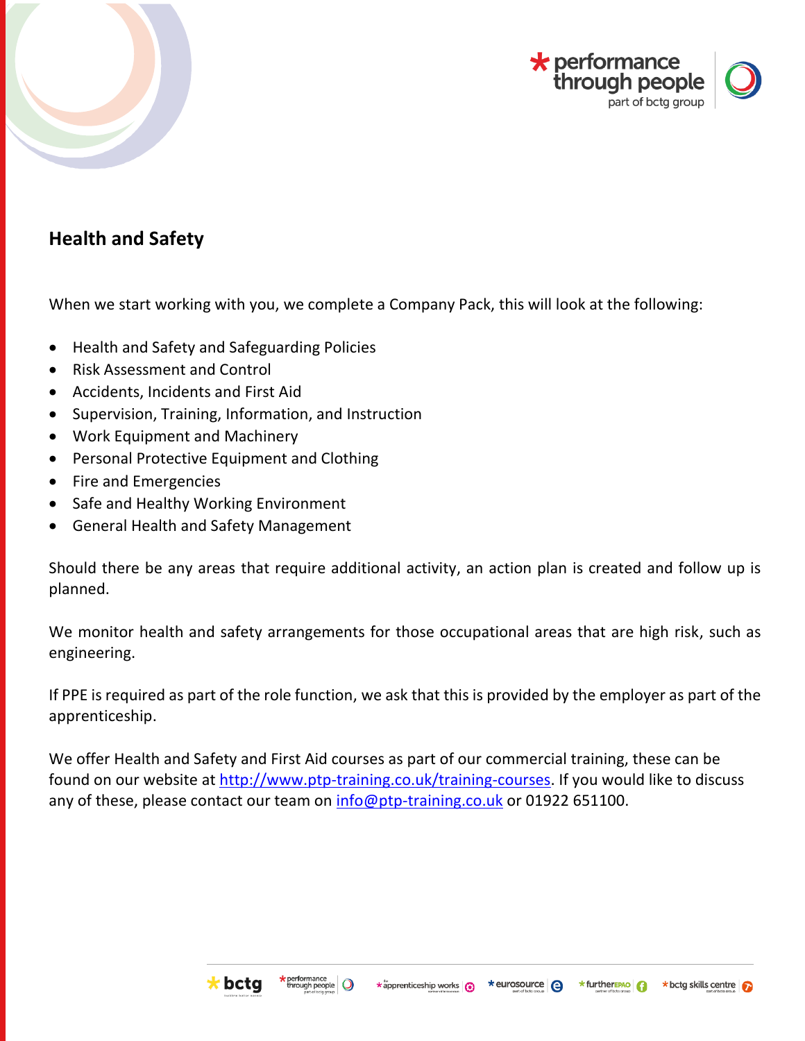## Health and Safety

When we start working with you, we complete a Company Pack, this will look at the following:

- Health and Safety and Safeguarding Policies
- Risk Assessment and Control
- Accidents, Incidents and First Aid
- Supervision, Training, Information, and Instruction
- Work Equipment and Machinery
- Personal Protective Equipment and Clothing
- Fire and Emergencies
- Safe and Healthy Working Environment
- General Health and Safety Management

Should there be any areas that require additional activity, an action plan is created and follow up is planned.

We monitor health and safety arrangements for those occupational areas that are high risk, such as engineering.

If PPE is required as part of the role function, we ask that this is provided by the employer as part of the apprenticeship.

We offer Health and Safety and First Aid courses as part of our commercial training, these can be found on our website at [http://www.ptp-training.co.uk/training-courses](http://www.ptp-training.co.uk/training-courses). If you would like to discuss any of these, please contact our team on [info@ptp-training.co.uk](mailto:info@ptp-training.co.uk) or 01922 651100.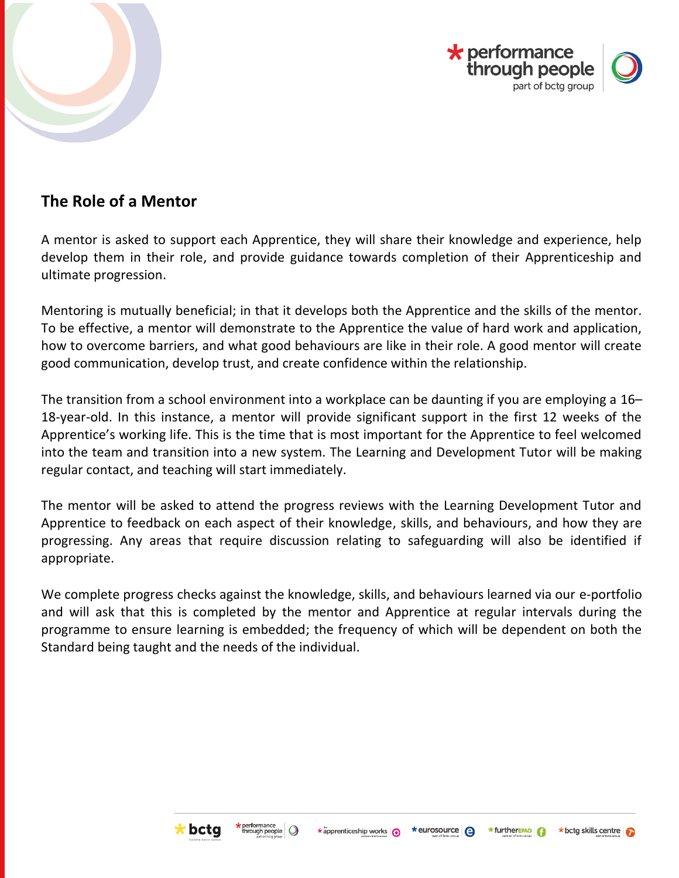## The Role of a Mentor

A mentor is asked to support each Apprentice, they will share their knowledge and experience, help develop them in their role, and provide guidance towards completion of their Apprenticeship and ultimate progression.

Mentoring is mutually beneficial; in that it develops both the Apprentice and the skills of the mentor. To be effective, a mentor will demonstrate to the Apprentice the value of hard work and application, how to overcome barriers, and what good behaviours are like in their role. A good mentor will create good communication, develop trust, and create confidence within the relationship.

The transition from a school environment into a workplace can be daunting if you are employing a 16–18-year-old. In this instance, a mentor will provide significant support in the first 12 weeks of the Apprentice's working life. This is the time that is most important for the Apprentice to feel welcomed into the team and transition into a new system. The Learning and Development Tutor will be making regular contact, and teaching will start immediately.

The mentor will be asked to attend the progress reviews with the Learning Development Tutor and Apprentice to feedback on each aspect of their knowledge, skills, and behaviours, and how they are progressing. Any areas that require discussion relating to safeguarding will also be identified if appropriate.

We complete progress checks against the knowledge, skills, and behaviours learned via our e-portfolio and will ask that this is completed by the mentor and Apprentice at regular intervals during the programme to ensure learning is embedded; the frequency of which will be dependent on both the Standard being taught and the needs of the individual.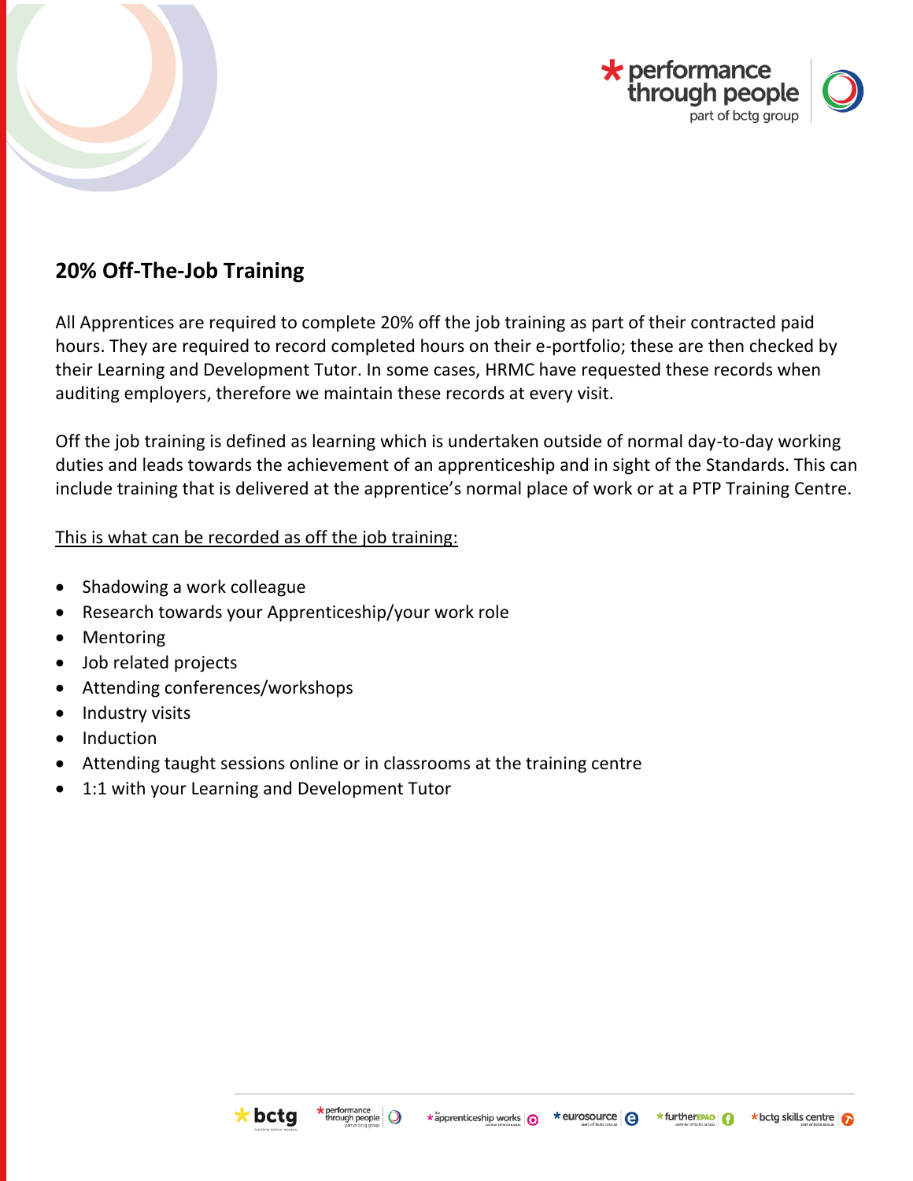## 20% Off-The-Job Training

All Apprentices are required to complete 20% off the job training as part of their contracted paid hours. They are required to record completed hours on their e-portfolio; these are then checked by their Learning and Development Tutor. In some cases, HRMC have requested these records when auditing employers, therefore we maintain these records at every visit.

Off the job training is defined as learning which is undertaken outside of normal day-to-day working duties and leads towards the achievement of an apprenticeship and in sight of the Standards. This can include training that is delivered at the apprentice's normal place of work or at a PTP Training Centre.

<u>This is what can be recorded as off the job training:</u>

- Shadowing a work colleague
- Research towards your Apprenticeship/your work role
- Mentoring
- Job related projects
- Attending conferences/workshops
- Industry visits
- Induction
- Attending taught sessions online or in classrooms at the training centre
- 1:1 with your Learning and Development Tutor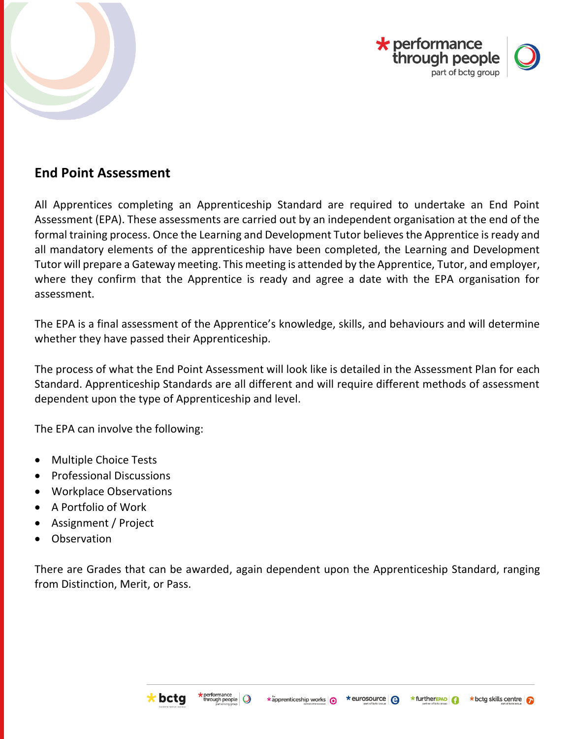## End Point Assessment

All Apprentices completing an Apprenticeship Standard are required to undertake an End Point Assessment (EPA). These assessments are carried out by an independent organisation at the end of the formal training process. Once the Learning and Development Tutor believes the Apprentice is ready and all mandatory elements of the apprenticeship have been completed, the Learning and Development Tutor will prepare a Gateway meeting. This meeting is attended by the Apprentice, Tutor, and employer, where they confirm that the Apprentice is ready and agree a date with the EPA organisation for assessment.

The EPA is a final assessment of the Apprentice's knowledge, skills, and behaviours and will determine whether they have passed their Apprenticeship.

The process of what the End Point Assessment will look like is detailed in the Assessment Plan for each Standard. Apprenticeship Standards are all different and will require different methods of assessment dependent upon the type of Apprenticeship and level.

The EPA can involve the following:

- Multiple Choice Tests
- Professional Discussions
- Workplace Observations
- A Portfolio of Work
- Assignment / Project
- Observation

There are Grades that can be awarded, again dependent upon the Apprenticeship Standard, ranging from Distinction, Merit, or Pass.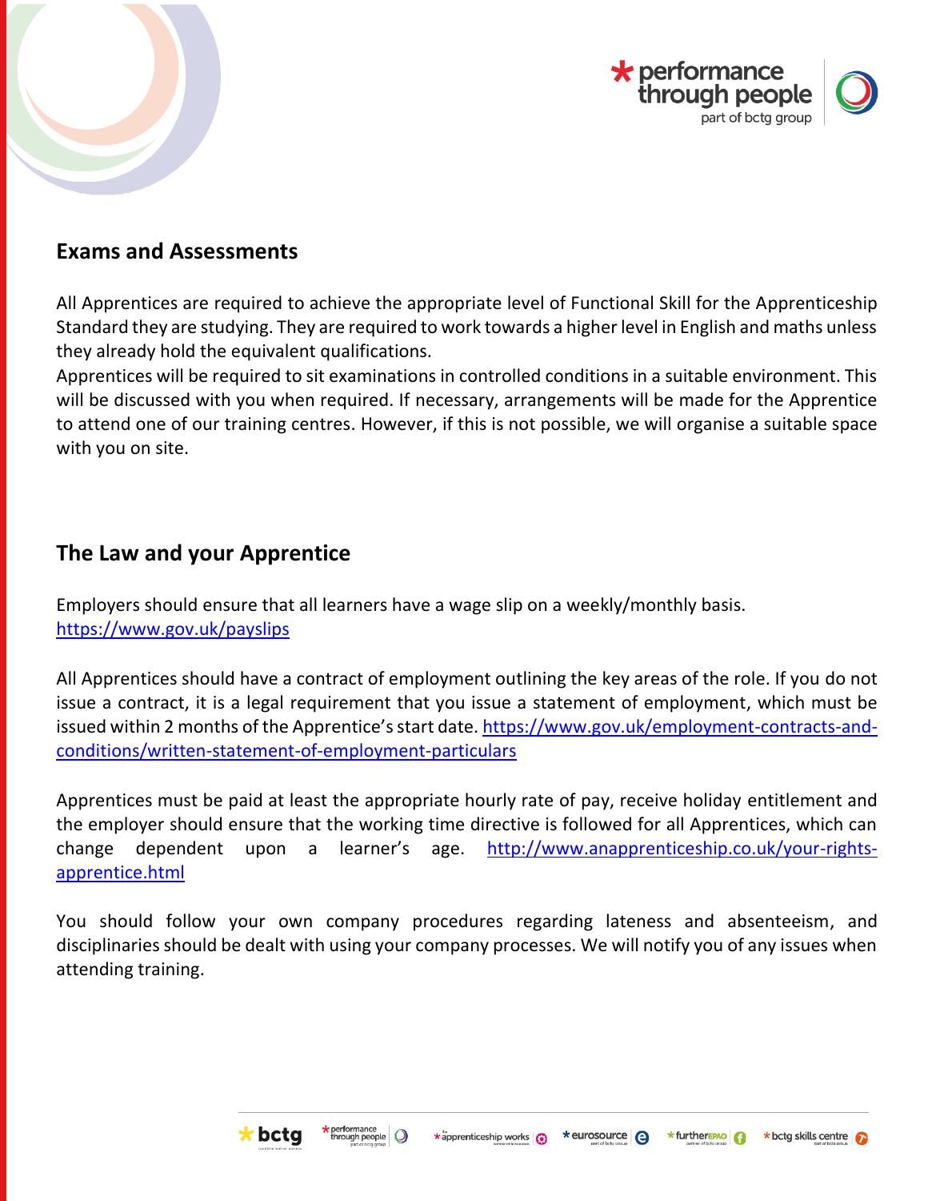## Exams and Assessments

All Apprentices are required to achieve the appropriate level of Functional Skill for the Apprenticeship Standard they are studying. They are required to work towards a higher level in English and maths unless they already hold the equivalent qualifications.
Apprentices will be required to sit examinations in controlled conditions in a suitable environment. This will be discussed with you when required. If necessary, arrangements will be made for the Apprentice to attend one of our training centres. However, if this is not possible, we will organise a suitable space with you on site.

## The Law and your Apprentice

Employers should ensure that all learners have a wage slip on a weekly/monthly basis.
https://www.gov.uk/payslips

All Apprentices should have a contract of employment outlining the key areas of the role. If you do not issue a contract, it is a legal requirement that you issue a statement of employment, which must be issued within 2 months of the Apprentice's start date. https://www.gov.uk/employment-contracts-and-conditions/written-statement-of-employment-particulars

Apprentices must be paid at least the appropriate hourly rate of pay, receive holiday entitlement and the employer should ensure that the working time directive is followed for all Apprentices, which can change dependent upon a learner's age. http://www.anapprenticeship.co.uk/your-rights-apprentice.html

You should follow your own company procedures regarding lateness and absenteeism, and disciplinaries should be dealt with using your company processes. We will notify you of any issues when attending training.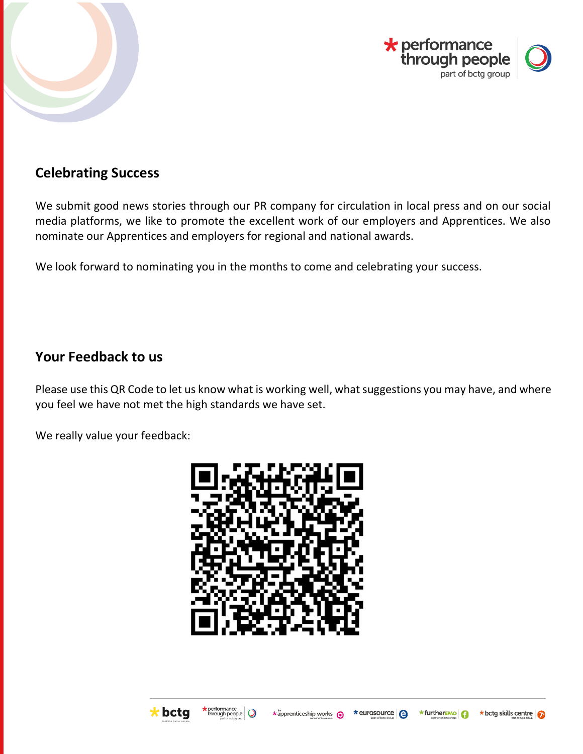## Celebrating Success

We submit good news stories through our PR company for circulation in local press and on our social media platforms, we like to promote the excellent work of our employers and Apprentices. We also nominate our Apprentices and employers for regional and national awards.

We look forward to nominating you in the months to come and celebrating your success.

## Your Feedback to us

Please use this QR Code to let us know what is working well, what suggestions you may have, and where you feel we have not met the high standards we have set.

We really value your feedback: